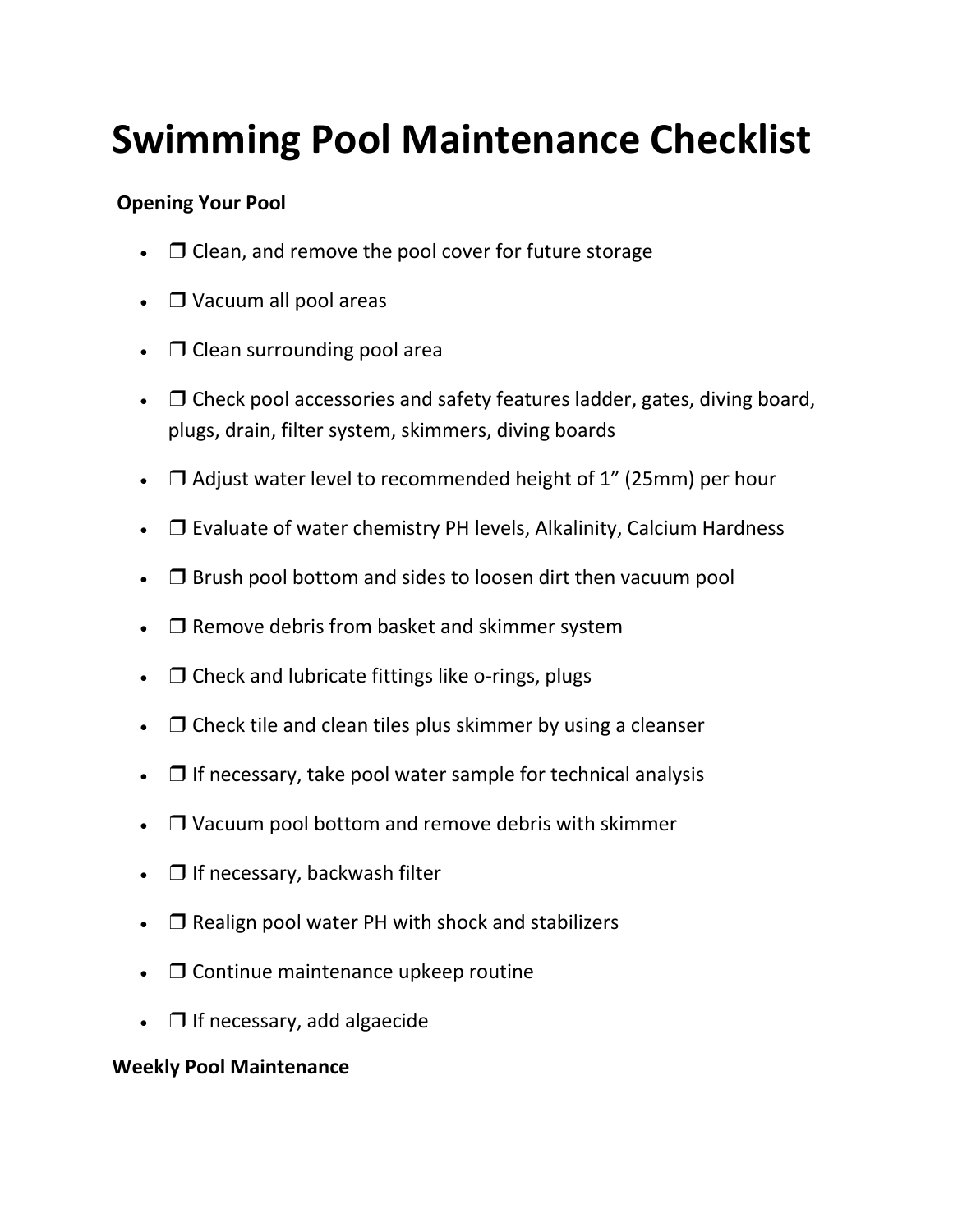# Swimming Pool Maintenance Checklist

**Opening Your Pool**

- ❒ Clean, and remove the pool cover for future storage
- ❒ Vacuum all pool areas
- ❒ Clean surrounding pool area
- ❒ Check pool accessories and safety features ladder, gates, diving board, plugs, drain, filter system, skimmers, diving boards
- ❒ Adjust water level to recommended height of 1" (25mm) per hour
- ❒ Evaluate of water chemistry PH levels, Alkalinity, Calcium Hardness
- ❒ Brush pool bottom and sides to loosen dirt then vacuum pool
- ❒ Remove debris from basket and skimmer system
- ❒ Check and lubricate fittings like o-rings, plugs
- ❒ Check tile and clean tiles plus skimmer by using a cleanser
- ❒ If necessary, take pool water sample for technical analysis
- ❒ Vacuum pool bottom and remove debris with skimmer
- ❒ If necessary, backwash filter
- ❒ Realign pool water PH with shock and stabilizers
- ❒ Continue maintenance upkeep routine
- ❒ If necessary, add algaecide

**Weekly Pool Maintenance**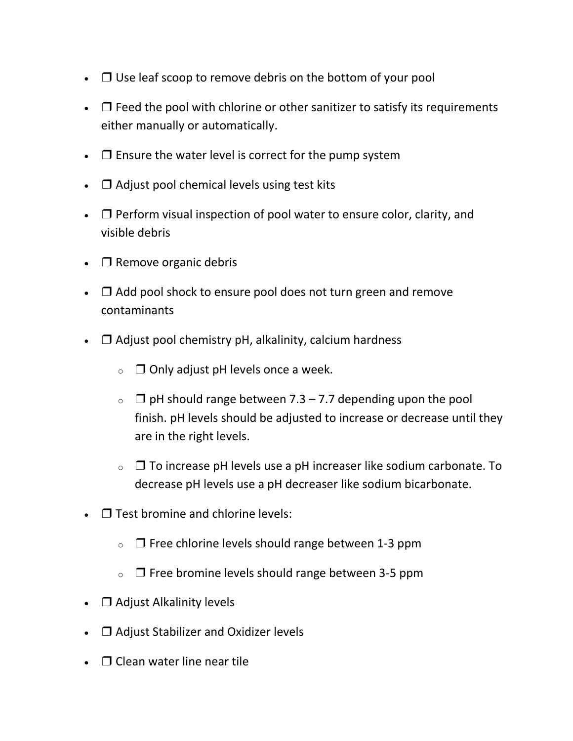- ❒ Use leaf scoop to remove debris on the bottom of your pool
- ❒ Feed the pool with chlorine or other sanitizer to satisfy its requirements either manually or automatically.
- ❒ Ensure the water level is correct for the pump system
- ❒ Adjust pool chemical levels using test kits
- ❒ Perform visual inspection of pool water to ensure color, clarity, and visible debris
- ❒ Remove organic debris
- ❒ Add pool shock to ensure pool does not turn green and remove contaminants
- ❒ Adjust pool chemistry pH, alkalinity, calcium hardness
    - ❒ Only adjust pH levels once a week.
    - ❒ pH should range between 7.3 – 7.7 depending upon the pool finish. pH levels should be adjusted to increase or decrease until they are in the right levels.
    - ❒ To increase pH levels use a pH increaser like sodium carbonate. To decrease pH levels use a pH decreaser like sodium bicarbonate.
- ❒ Test bromine and chlorine levels:
    - ❒ Free chlorine levels should range between 1-3 ppm
    - ❒ Free bromine levels should range between 3-5 ppm
- ❒ Adjust Alkalinity levels
- ❒ Adjust Stabilizer and Oxidizer levels
- ❒ Clean water line near tile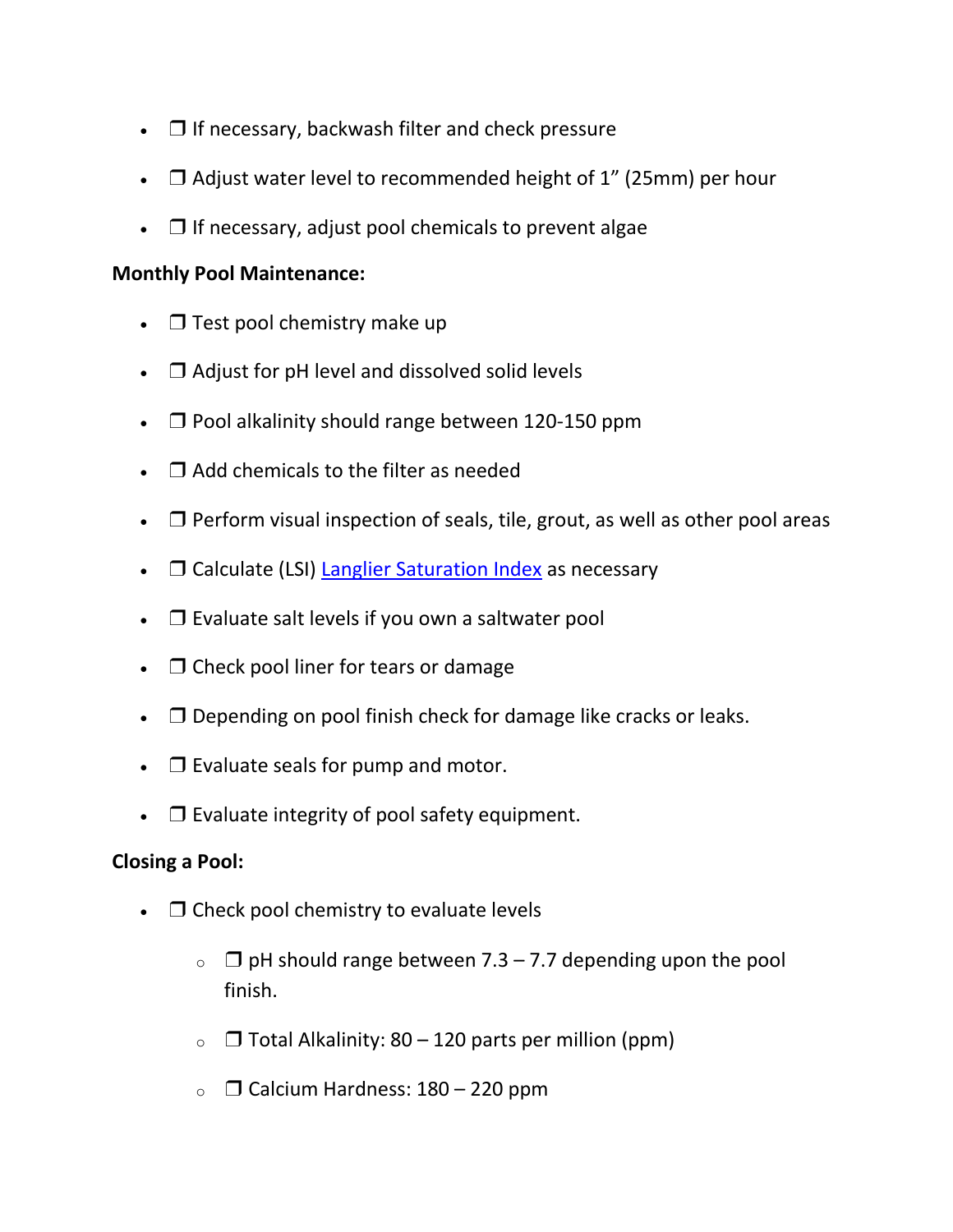- ❒ If necessary, backwash filter and check pressure
- ❒ Adjust water level to recommended height of 1" (25mm) per hour
- ❒ If necessary, adjust pool chemicals to prevent algae

**Monthly Pool Maintenance:**

- ❒ Test pool chemistry make up
- ❒ Adjust for pH level and dissolved solid levels
- ❒ Pool alkalinity should range between 120-150 ppm
- ❒ Add chemicals to the filter as needed
- ❒ Perform visual inspection of seals, tile, grout, as well as other pool areas
- ❒ Calculate (LSI) Langlier Saturation Index as necessary
- ❒ Evaluate salt levels if you own a saltwater pool
- ❒ Check pool liner for tears or damage
- ❒ Depending on pool finish check for damage like cracks or leaks.
- ❒ Evaluate seals for pump and motor.
- ❒ Evaluate integrity of pool safety equipment.

**Closing a Pool:**

- ❒ Check pool chemistry to evaluate levels
    - ❒ pH should range between 7.3 – 7.7 depending upon the pool finish.
    - ❒ Total Alkalinity: 80 – 120 parts per million (ppm)
    - ❒ Calcium Hardness: 180 – 220 ppm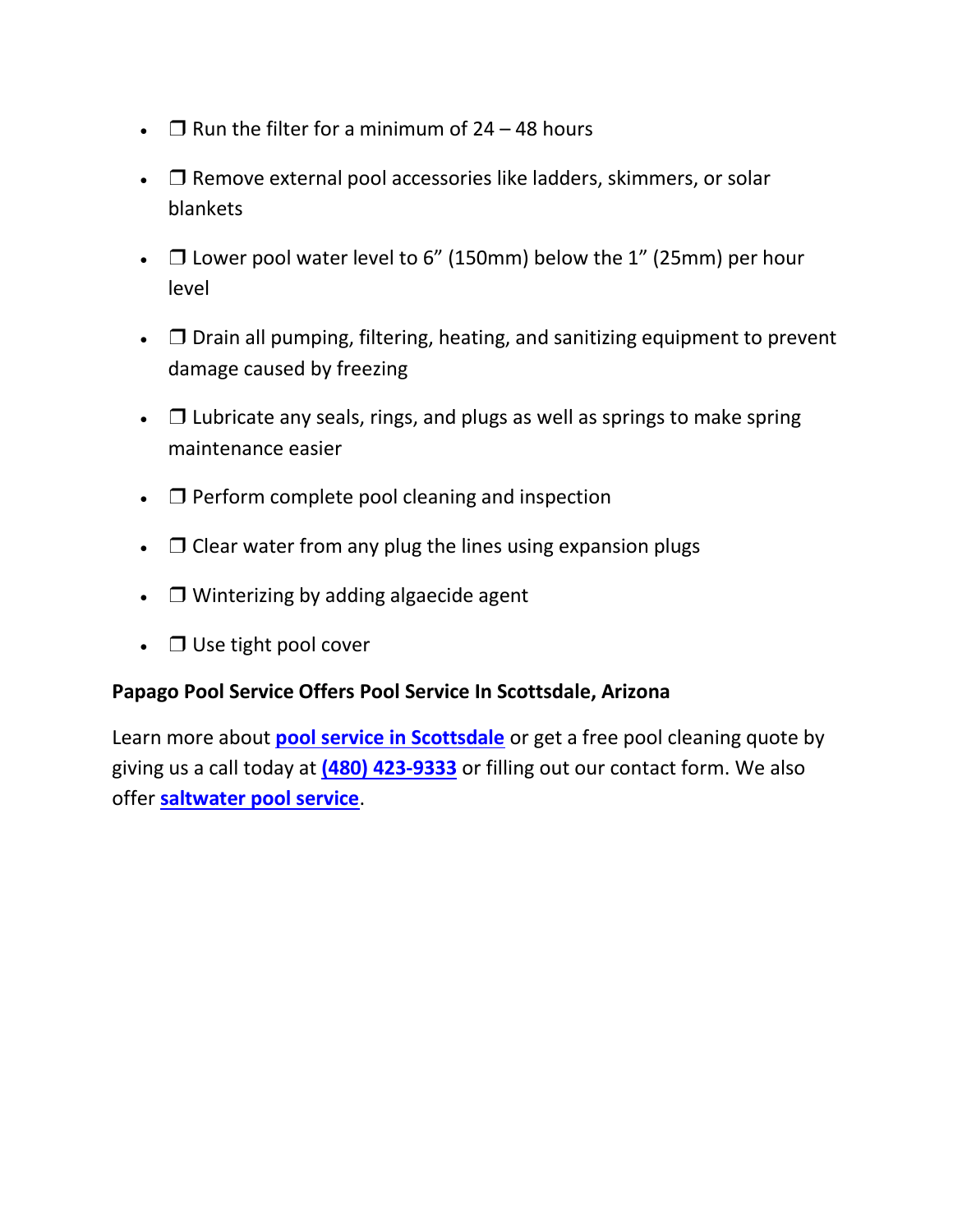- ❒ Run the filter for a minimum of 24 – 48 hours
- ❒ Remove external pool accessories like ladders, skimmers, or solar blankets
- ❒ Lower pool water level to 6" (150mm) below the 1" (25mm) per hour level
- ❒ Drain all pumping, filtering, heating, and sanitizing equipment to prevent damage caused by freezing
- ❒ Lubricate any seals, rings, and plugs as well as springs to make spring maintenance easier
- ❒ Perform complete pool cleaning and inspection
- ❒ Clear water from any plug the lines using expansion plugs
- ❒ Winterizing by adding algaecide agent
- ❒ Use tight pool cover

**Papago Pool Service Offers Pool Service In Scottsdale, Arizona**

Learn more about **pool service in Scottsdale** or get a free pool cleaning quote by giving us a call today at **(480) 423-9333** or filling out our contact form. We also offer **saltwater pool service**.